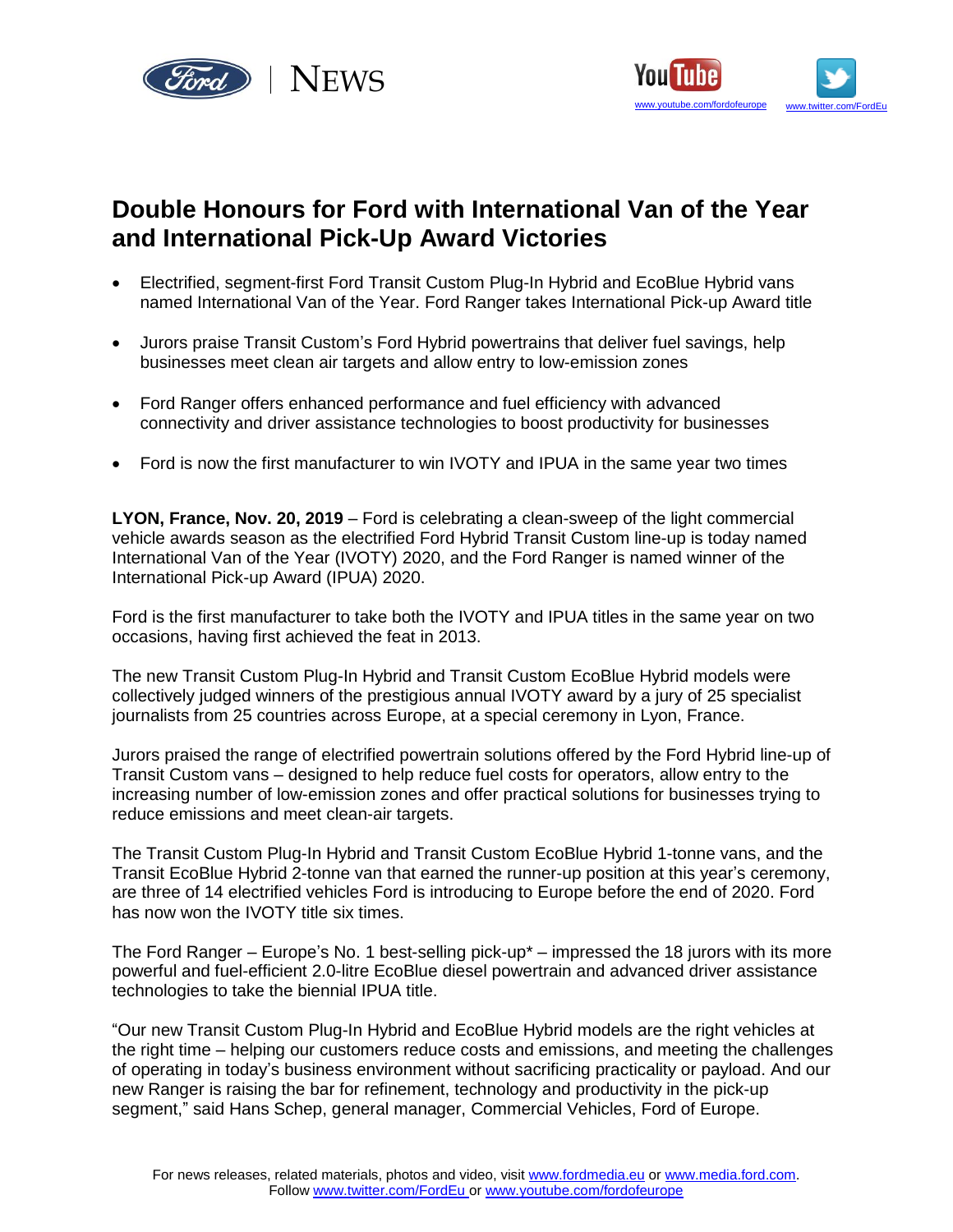# Double Honours for Ford with International Van of the Year and International Pick-Up Award Victories

- Electrified, segment-first Ford Transit Custom Plug-In Hybrid and EcoBlue Hybrid vans named International Van of the Year. Ford Ranger takes International Pick-up Award title
- Jurors praise Transit Custom's Ford Hybrid powertrains that deliver fuel savings, help businesses meet clean air targets and allow entry to low-emission zones
- Ford Ranger offers enhanced performance and fuel efficiency with advanced connectivity and driver assistance technologies to boost productivity for businesses
- Ford is now the first manufacturer to win IVOTY and IPUA in the same year two times

**LYON, France, Nov. 20, 2019** – Ford is celebrating a clean-sweep of the light commercial vehicle awards season as the electrified Ford Hybrid Transit Custom line-up is today named International Van of the Year (IVOTY) 2020, and the Ford Ranger is named winner of the International Pick-up Award (IPUA) 2020.

Ford is the first manufacturer to take both the IVOTY and IPUA titles in the same year on two occasions, having first achieved the feat in 2013.

The new Transit Custom Plug-In Hybrid and Transit Custom EcoBlue Hybrid models were collectively judged winners of the prestigious annual IVOTY award by a jury of 25 specialist journalists from 25 countries across Europe, at a special ceremony in Lyon, France.

Jurors praised the range of electrified powertrain solutions offered by the Ford Hybrid line-up of Transit Custom vans – designed to help reduce fuel costs for operators, allow entry to the increasing number of low-emission zones and offer practical solutions for businesses trying to reduce emissions and meet clean-air targets.

The Transit Custom Plug-In Hybrid and Transit Custom EcoBlue Hybrid 1-tonne vans, and the Transit EcoBlue Hybrid 2-tonne van that earned the runner-up position at this year's ceremony, are three of 14 electrified vehicles Ford is introducing to Europe before the end of 2020. Ford has now won the IVOTY title six times.

The Ford Ranger – Europe's No. 1 best-selling pick-up* – impressed the 18 jurors with its more powerful and fuel-efficient 2.0-litre EcoBlue diesel powertrain and advanced driver assistance technologies to take the biennial IPUA title.

"Our new Transit Custom Plug-In Hybrid and EcoBlue Hybrid models are the right vehicles at the right time – helping our customers reduce costs and emissions, and meeting the challenges of operating in today's business environment without sacrificing practicality or payload. And our new Ranger is raising the bar for refinement, technology and productivity in the pick-up segment," said Hans Schep, general manager, Commercial Vehicles, Ford of Europe.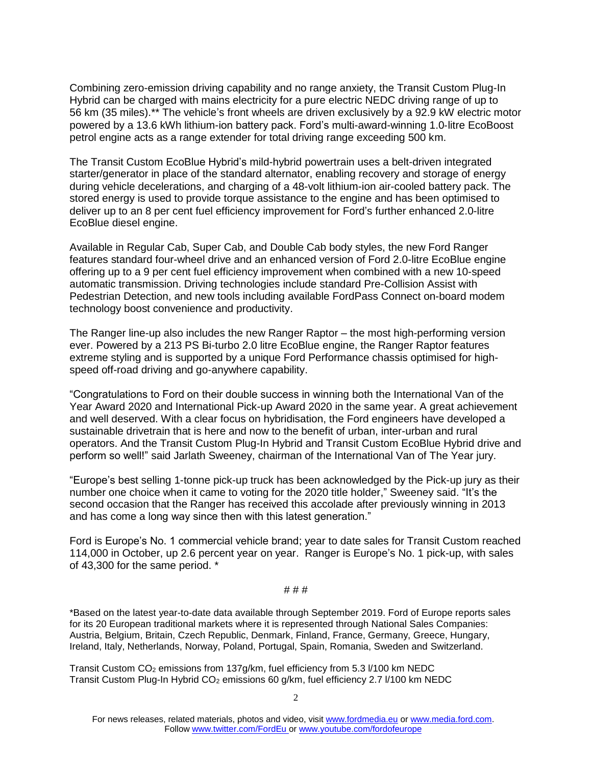Combining zero-emission driving capability and no range anxiety, the Transit Custom Plug-In Hybrid can be charged with mains electricity for a pure electric NEDC driving range of up to 56 km (35 miles).** The vehicle's front wheels are driven exclusively by a 92.9 kW electric motor powered by a 13.6 kWh lithium-ion battery pack. Ford's multi-award-winning 1.0-litre EcoBoost petrol engine acts as a range extender for total driving range exceeding 500 km.

The Transit Custom EcoBlue Hybrid's mild-hybrid powertrain uses a belt-driven integrated starter/generator in place of the standard alternator, enabling recovery and storage of energy during vehicle decelerations, and charging of a 48-volt lithium-ion air-cooled battery pack. The stored energy is used to provide torque assistance to the engine and has been optimised to deliver up to an 8 per cent fuel efficiency improvement for Ford's further enhanced 2.0-litre EcoBlue diesel engine.

Available in Regular Cab, Super Cab, and Double Cab body styles, the new Ford Ranger features standard four-wheel drive and an enhanced version of Ford 2.0-litre EcoBlue engine offering up to a 9 per cent fuel efficiency improvement when combined with a new 10-speed automatic transmission. Driving technologies include standard Pre-Collision Assist with Pedestrian Detection, and new tools including available FordPass Connect on-board modem technology boost convenience and productivity.

The Ranger line-up also includes the new Ranger Raptor – the most high-performing version ever. Powered by a 213 PS Bi-turbo 2.0 litre EcoBlue engine, the Ranger Raptor features extreme styling and is supported by a unique Ford Performance chassis optimised for high-speed off-road driving and go-anywhere capability.

"Congratulations to Ford on their double success in winning both the International Van of the Year Award 2020 and International Pick-up Award 2020 in the same year. A great achievement and well deserved. With a clear focus on hybridisation, the Ford engineers have developed a sustainable drivetrain that is here and now to the benefit of urban, inter-urban and rural operators. And the Transit Custom Plug-In Hybrid and Transit Custom EcoBlue Hybrid drive and perform so well!" said Jarlath Sweeney, chairman of the International Van of The Year jury.

"Europe's best selling 1-tonne pick-up truck has been acknowledged by the Pick-up jury as their number one choice when it came to voting for the 2020 title holder," Sweeney said. "It's the second occasion that the Ranger has received this accolade after previously winning in 2013 and has come a long way since then with this latest generation."

Ford is Europe's No. 1 commercial vehicle brand; year to date sales for Transit Custom reached 114,000 in October, up 2.6 percent year on year. Ranger is Europe's No. 1 pick-up, with sales of 43,300 for the same period. *

# # #

*Based on the latest year-to-date data available through September 2019. Ford of Europe reports sales for its 20 European traditional markets where it is represented through National Sales Companies: Austria, Belgium, Britain, Czech Republic, Denmark, Finland, France, Germany, Greece, Hungary, Ireland, Italy, Netherlands, Norway, Poland, Portugal, Spain, Romania, Sweden and Switzerland.

Transit Custom $CO_2$ emissions from 137g/km, fuel efficiency from 5.3 l/100 km NEDC
Transit Custom Plug-In Hybrid $CO_2$ emissions 60 g/km, fuel efficiency 2.7 l/100 km NEDC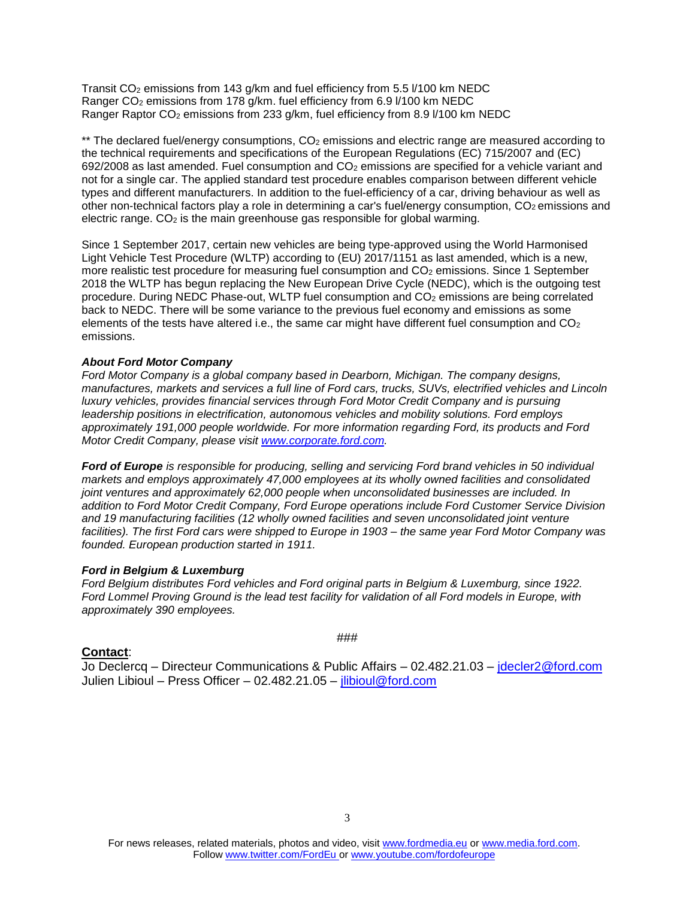Transit $CO_2$ emissions from 143 g/km and fuel efficiency from 5.5 l/100 km NEDC
Ranger $CO_2$ emissions from 178 g/km. fuel efficiency from 6.9 l/100 km NEDC
Ranger Raptor $CO_2$ emissions from 233 g/km, fuel efficiency from 8.9 l/100 km NEDC

** The declared fuel/energy consumptions, $CO_2$ emissions and electric range are measured according to the technical requirements and specifications of the European Regulations (EC) 715/2007 and (EC) 692/2008 as last amended. Fuel consumption and $CO_2$ emissions are specified for a vehicle variant and not for a single car. The applied standard test procedure enables comparison between different vehicle types and different manufacturers. In addition to the fuel-efficiency of a car, driving behaviour as well as other non-technical factors play a role in determining a car's fuel/energy consumption, $CO_2$ emissions and electric range. $CO_2$ is the main greenhouse gas responsible for global warming.

Since 1 September 2017, certain new vehicles are being type-approved using the World Harmonised Light Vehicle Test Procedure (WLTP) according to (EU) 2017/1151 as last amended, which is a new, more realistic test procedure for measuring fuel consumption and $CO_2$ emissions. Since 1 September 2018 the WLTP has begun replacing the New European Drive Cycle (NEDC), which is the outgoing test procedure. During NEDC Phase-out, WLTP fuel consumption and $CO_2$ emissions are being correlated back to NEDC. There will be some variance to the previous fuel economy and emissions as some elements of the tests have altered i.e., the same car might have different fuel consumption and $CO_2$ emissions.

***About Ford Motor Company***
*Ford Motor Company is a global company based in Dearborn, Michigan. The company designs, manufactures, markets and services a full line of Ford cars, trucks, SUVs, electrified vehicles and Lincoln luxury vehicles, provides financial services through Ford Motor Credit Company and is pursuing leadership positions in electrification, autonomous vehicles and mobility solutions. Ford employs approximately 191,000 people worldwide. For more information regarding Ford, its products and Ford Motor Credit Company, please visit www.corporate.ford.com.*

***Ford of Europe*** *is responsible for producing, selling and servicing Ford brand vehicles in 50 individual markets and employs approximately 47,000 employees at its wholly owned facilities and consolidated joint ventures and approximately 62,000 people when unconsolidated businesses are included. In addition to Ford Motor Credit Company, Ford Europe operations include Ford Customer Service Division and 19 manufacturing facilities (12 wholly owned facilities and seven unconsolidated joint venture facilities). The first Ford cars were shipped to Europe in 1903 – the same year Ford Motor Company was founded. European production started in 1911.*

***Ford in Belgium & Luxemburg***
*Ford Belgium distributes Ford vehicles and Ford original parts in Belgium & Luxemburg, since 1922. Ford Lommel Proving Ground is the lead test facility for validation of all Ford models in Europe, with approximately 390 employees.*

###

**Contact**:
Jo Declercq – Directeur Communications & Public Affairs – 02.482.21.03 – jdecler2@ford.com
Julien Libioul – Press Officer – 02.482.21.05 – jlibioul@ford.com

For news releases, related materials, photos and video, visit www.fordmedia.eu or www.media.ford.com.
Follow www.twitter.com/FordEu or www.youtube.com/fordofeurope